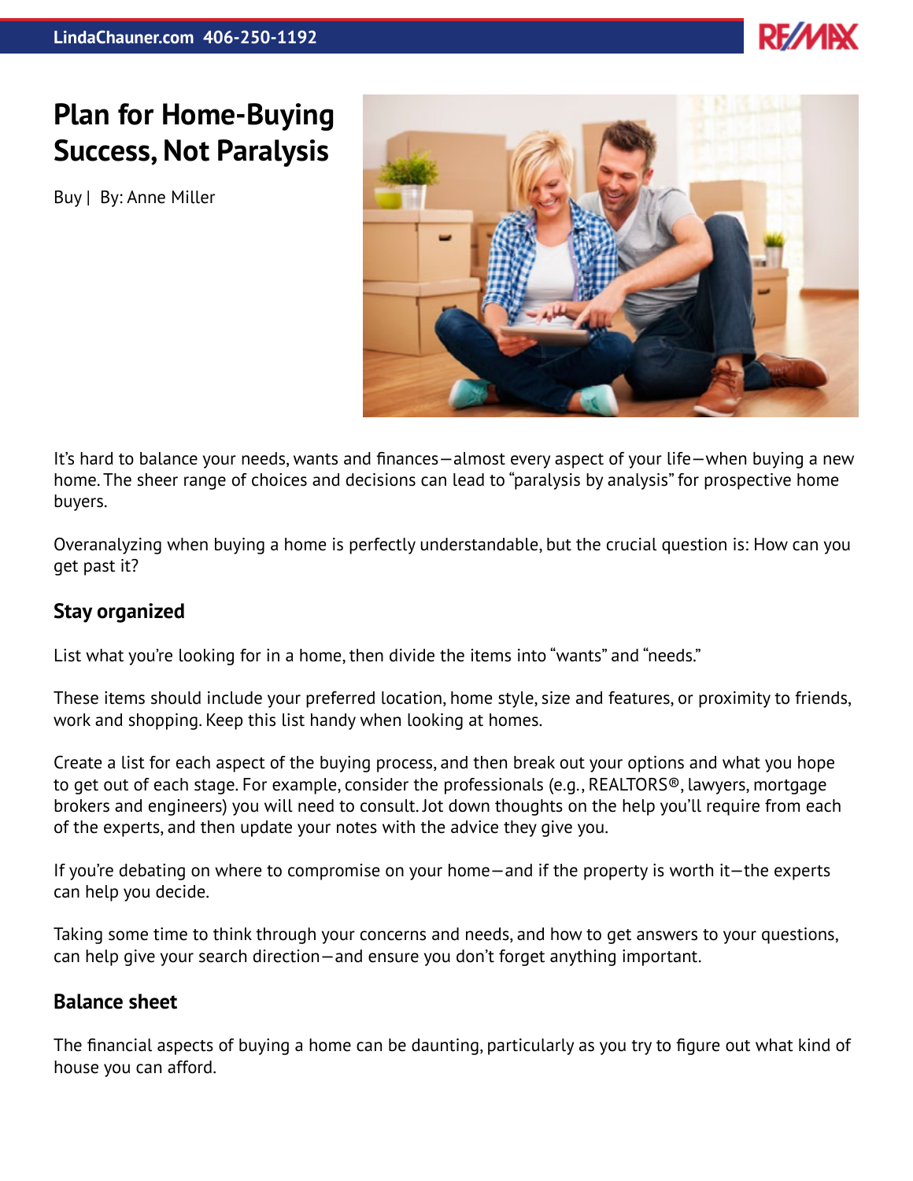# Plan for Home-Buying Success, Not Paralysis

Buy | By: Anne Miller

It's hard to balance your needs, wants and finances—almost every aspect of your life—when buying a new home. The sheer range of choices and decisions can lead to "paralysis by analysis" for prospective home buyers.

Overanalyzing when buying a home is perfectly understandable, but the crucial question is: How can you get past it?

## Stay organized

List what you're looking for in a home, then divide the items into "wants" and "needs."

These items should include your preferred location, home style, size and features, or proximity to friends, work and shopping. Keep this list handy when looking at homes.

Create a list for each aspect of the buying process, and then break out your options and what you hope to get out of each stage. For example, consider the professionals (e.g., REALTORS®, lawyers, mortgage brokers and engineers) you will need to consult. Jot down thoughts on the help you'll require from each of the experts, and then update your notes with the advice they give you.

If you're debating on where to compromise on your home—and if the property is worth it—the experts can help you decide.

Taking some time to think through your concerns and needs, and how to get answers to your questions, can help give your search direction—and ensure you don't forget anything important.

## Balance sheet

The financial aspects of buying a home can be daunting, particularly as you try to figure out what kind of house you can afford.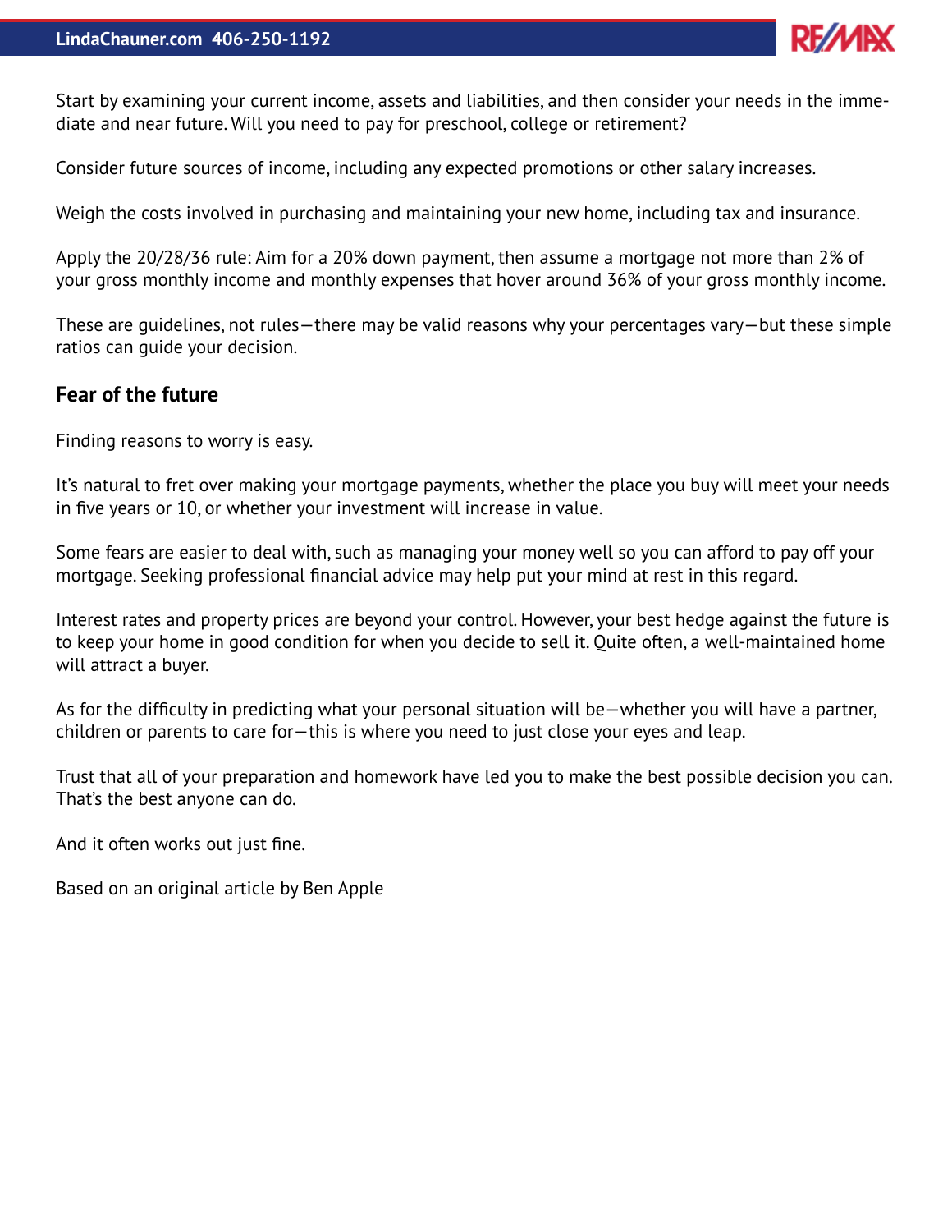Start by examining your current income, assets and liabilities, and then consider your needs in the immediate and near future. Will you need to pay for preschool, college or retirement?

Consider future sources of income, including any expected promotions or other salary increases.

Weigh the costs involved in purchasing and maintaining your new home, including tax and insurance.

Apply the 20/28/36 rule: Aim for a 20% down payment, then assume a mortgage not more than 2% of your gross monthly income and monthly expenses that hover around 36% of your gross monthly income.

These are guidelines, not rules—there may be valid reasons why your percentages vary—but these simple ratios can guide your decision.

## Fear of the future

Finding reasons to worry is easy.

It's natural to fret over making your mortgage payments, whether the place you buy will meet your needs in five years or 10, or whether your investment will increase in value.

Some fears are easier to deal with, such as managing your money well so you can afford to pay off your mortgage. Seeking professional financial advice may help put your mind at rest in this regard.

Interest rates and property prices are beyond your control. However, your best hedge against the future is to keep your home in good condition for when you decide to sell it. Quite often, a well-maintained home will attract a buyer.

As for the difficulty in predicting what your personal situation will be—whether you will have a partner, children or parents to care for—this is where you need to just close your eyes and leap.

Trust that all of your preparation and homework have led you to make the best possible decision you can. That's the best anyone can do.

And it often works out just fine.

Based on an original article by Ben Apple